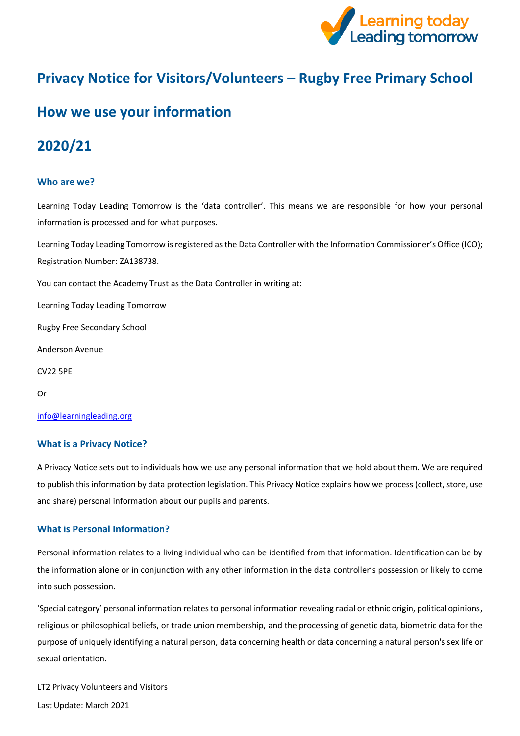# Privacy Notice for Visitors/Volunteers – Rugby Free Primary School

# How we use your information

# 2020/21

### Who are we?

Learning Today Leading Tomorrow is the 'data controller'. This means we are responsible for how your personal information is processed and for what purposes.

Learning Today Leading Tomorrow is registered as the Data Controller with the Information Commissioner's Office (ICO); Registration Number: ZA138738.

You can contact the Academy Trust as the Data Controller in writing at:

Learning Today Leading Tomorrow

Rugby Free Secondary School

Anderson Avenue

CV22 5PE

Or

info@learningleading.org

### What is a Privacy Notice?

A Privacy Notice sets out to individuals how we use any personal information that we hold about them. We are required to publish this information by data protection legislation. This Privacy Notice explains how we process (collect, store, use and share) personal information about our pupils and parents.

### What is Personal Information?

Personal information relates to a living individual who can be identified from that information. Identification can be by the information alone or in conjunction with any other information in the data controller's possession or likely to come into such possession.

'Special category' personal information relates to personal information revealing racial or ethnic origin, political opinions, religious or philosophical beliefs, or trade union membership, and the processing of genetic data, biometric data for the purpose of uniquely identifying a natural person, data concerning health or data concerning a natural person's sex life or sexual orientation.

LT2 Privacy Volunteers and Visitors

Last Update: March 2021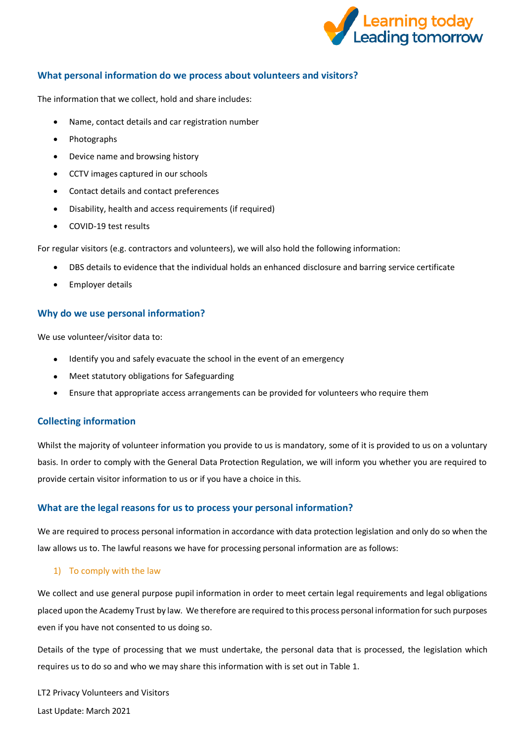## What personal information do we process about volunteers and visitors?

The information that we collect, hold and share includes:

- Name, contact details and car registration number
- Photographs
- Device name and browsing history
- CCTV images captured in our schools
- Contact details and contact preferences
- Disability, health and access requirements (if required)
- COVID-19 test results

For regular visitors (e.g. contractors and volunteers), we will also hold the following information:

- DBS details to evidence that the individual holds an enhanced disclosure and barring service certificate
- Employer details

## Why do we use personal information?

We use volunteer/visitor data to:

- Identify you and safely evacuate the school in the event of an emergency
- Meet statutory obligations for Safeguarding
- Ensure that appropriate access arrangements can be provided for volunteers who require them

## Collecting information

Whilst the majority of volunteer information you provide to us is mandatory, some of it is provided to us on a voluntary basis. In order to comply with the General Data Protection Regulation, we will inform you whether you are required to provide certain visitor information to us or if you have a choice in this.

## What are the legal reasons for us to process your personal information?

We are required to process personal information in accordance with data protection legislation and only do so when the law allows us to. The lawful reasons we have for processing personal information are as follows:

### 1) To comply with the law

We collect and use general purpose pupil information in order to meet certain legal requirements and legal obligations placed upon the Academy Trust by law. We therefore are required to this process personal information for such purposes even if you have not consented to us doing so.

Details of the type of processing that we must undertake, the personal data that is processed, the legislation which requires us to do so and who we may share this information with is set out in Table 1.

LT2 Privacy Volunteers and Visitors

Last Update: March 2021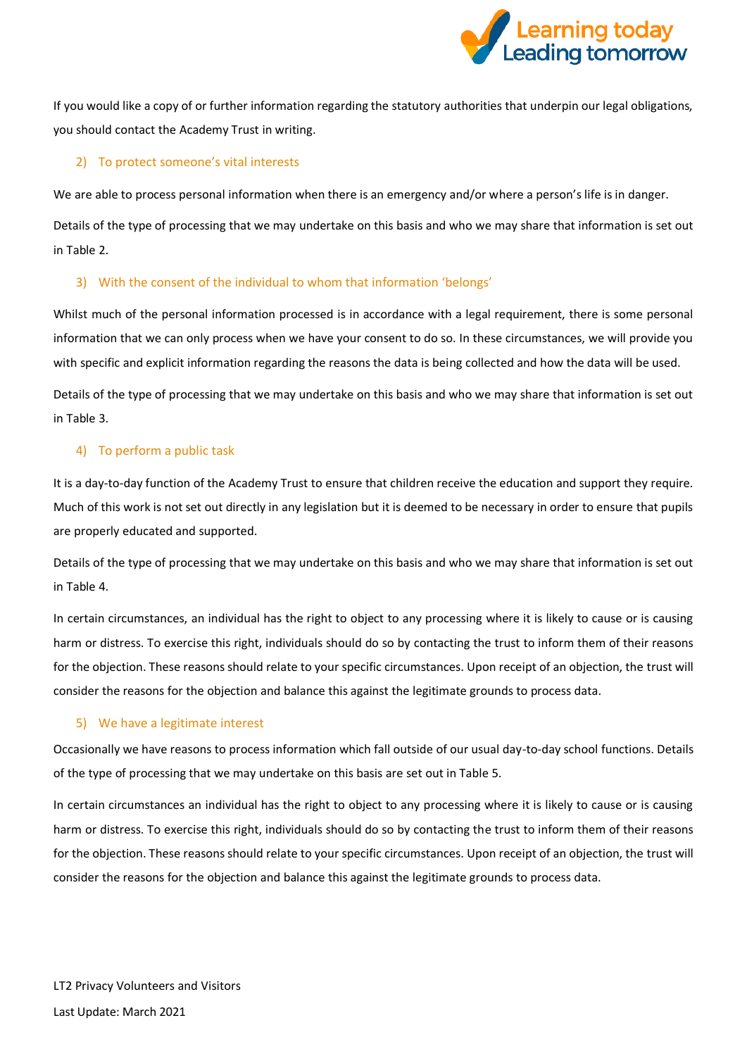If you would like a copy of or further information regarding the statutory authorities that underpin our legal obligations, you should contact the Academy Trust in writing.

### 2) To protect someone's vital interests

We are able to process personal information when there is an emergency and/or where a person's life is in danger.

Details of the type of processing that we may undertake on this basis and who we may share that information is set out in Table 2.

### 3) With the consent of the individual to whom that information 'belongs'

Whilst much of the personal information processed is in accordance with a legal requirement, there is some personal information that we can only process when we have your consent to do so. In these circumstances, we will provide you with specific and explicit information regarding the reasons the data is being collected and how the data will be used.

Details of the type of processing that we may undertake on this basis and who we may share that information is set out in Table 3.

### 4) To perform a public task

It is a day-to-day function of the Academy Trust to ensure that children receive the education and support they require. Much of this work is not set out directly in any legislation but it is deemed to be necessary in order to ensure that pupils are properly educated and supported.

Details of the type of processing that we may undertake on this basis and who we may share that information is set out in Table 4.

In certain circumstances, an individual has the right to object to any processing where it is likely to cause or is causing harm or distress. To exercise this right, individuals should do so by contacting the trust to inform them of their reasons for the objection. These reasons should relate to your specific circumstances. Upon receipt of an objection, the trust will consider the reasons for the objection and balance this against the legitimate grounds to process data.

### 5) We have a legitimate interest

Occasionally we have reasons to process information which fall outside of our usual day-to-day school functions. Details of the type of processing that we may undertake on this basis are set out in Table 5.

In certain circumstances an individual has the right to object to any processing where it is likely to cause or is causing harm or distress. To exercise this right, individuals should do so by contacting the trust to inform them of their reasons for the objection. These reasons should relate to your specific circumstances. Upon receipt of an objection, the trust will consider the reasons for the objection and balance this against the legitimate grounds to process data.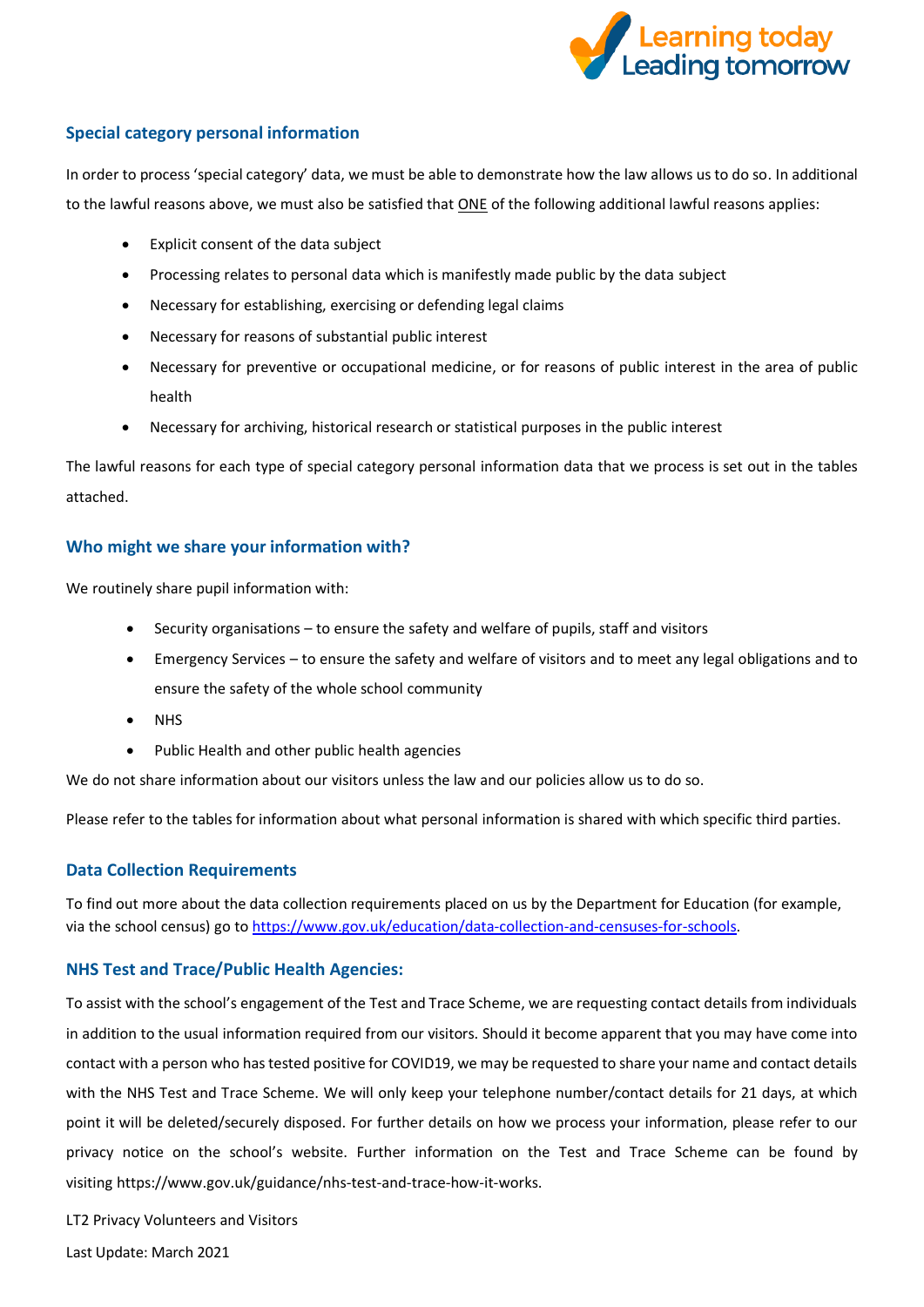## Special category personal information

In order to process 'special category' data, we must be able to demonstrate how the law allows us to do so. In additional to the lawful reasons above, we must also be satisfied that ONE of the following additional lawful reasons applies:

- Explicit consent of the data subject
- Processing relates to personal data which is manifestly made public by the data subject
- Necessary for establishing, exercising or defending legal claims
- Necessary for reasons of substantial public interest
- Necessary for preventive or occupational medicine, or for reasons of public interest in the area of public health
- Necessary for archiving, historical research or statistical purposes in the public interest

The lawful reasons for each type of special category personal information data that we process is set out in the tables attached.

## Who might we share your information with?

We routinely share pupil information with:

- Security organisations – to ensure the safety and welfare of pupils, staff and visitors
- Emergency Services – to ensure the safety and welfare of visitors and to meet any legal obligations and to ensure the safety of the whole school community
- NHS
- Public Health and other public health agencies

We do not share information about our visitors unless the law and our policies allow us to do so.

Please refer to the tables for information about what personal information is shared with which specific third parties.

## Data Collection Requirements

To find out more about the data collection requirements placed on us by the Department for Education (for example, via the school census) go to https://www.gov.uk/education/data-collection-and-censuses-for-schools.

## NHS Test and Trace/Public Health Agencies:

To assist with the school's engagement of the Test and Trace Scheme, we are requesting contact details from individuals in addition to the usual information required from our visitors. Should it become apparent that you may have come into contact with a person who has tested positive for COVID19, we may be requested to share your name and contact details with the NHS Test and Trace Scheme. We will only keep your telephone number/contact details for 21 days, at which point it will be deleted/securely disposed. For further details on how we process your information, please refer to our privacy notice on the school's website. Further information on the Test and Trace Scheme can be found by visiting https://www.gov.uk/guidance/nhs-test-and-trace-how-it-works.

LT2 Privacy Volunteers and Visitors

Last Update: March 2021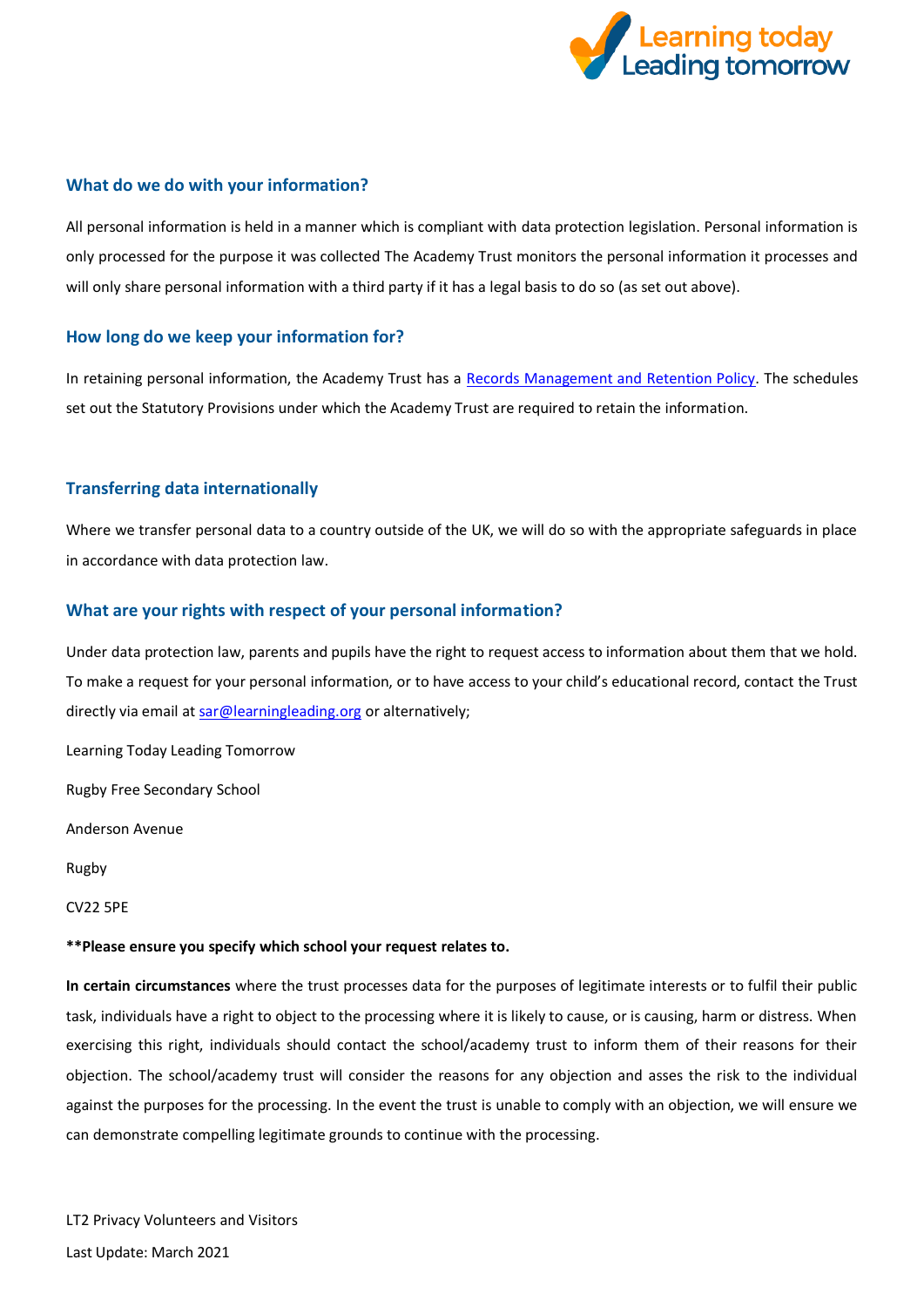## What do we do with your information?

All personal information is held in a manner which is compliant with data protection legislation. Personal information is only processed for the purpose it was collected The Academy Trust monitors the personal information it processes and will only share personal information with a third party if it has a legal basis to do so (as set out above).

## How long do we keep your information for?

In retaining personal information, the Academy Trust has a [Records Management and Retention Policy](). The schedules set out the Statutory Provisions under which the Academy Trust are required to retain the information.

## Transferring data internationally

Where we transfer personal data to a country outside of the UK, we will do so with the appropriate safeguards in place in accordance with data protection law.

## What are your rights with respect of your personal information?

Under data protection law, parents and pupils have the right to request access to information about them that we hold. To make a request for your personal information, or to have access to your child's educational record, contact the Trust directly via email at [sar@learningleading.org](mailto:sar@learningleading.org) or alternatively;

Learning Today Leading Tomorrow

Rugby Free Secondary School

Anderson Avenue

Rugby

CV22 5PE

**\*\*Please ensure you specify which school your request relates to.**

**In certain circumstances** where the trust processes data for the purposes of legitimate interests or to fulfil their public task, individuals have a right to object to the processing where it is likely to cause, or is causing, harm or distress. When exercising this right, individuals should contact the school/academy trust to inform them of their reasons for their objection. The school/academy trust will consider the reasons for any objection and asses the risk to the individual against the purposes for the processing. In the event the trust is unable to comply with an objection, we will ensure we can demonstrate compelling legitimate grounds to continue with the processing.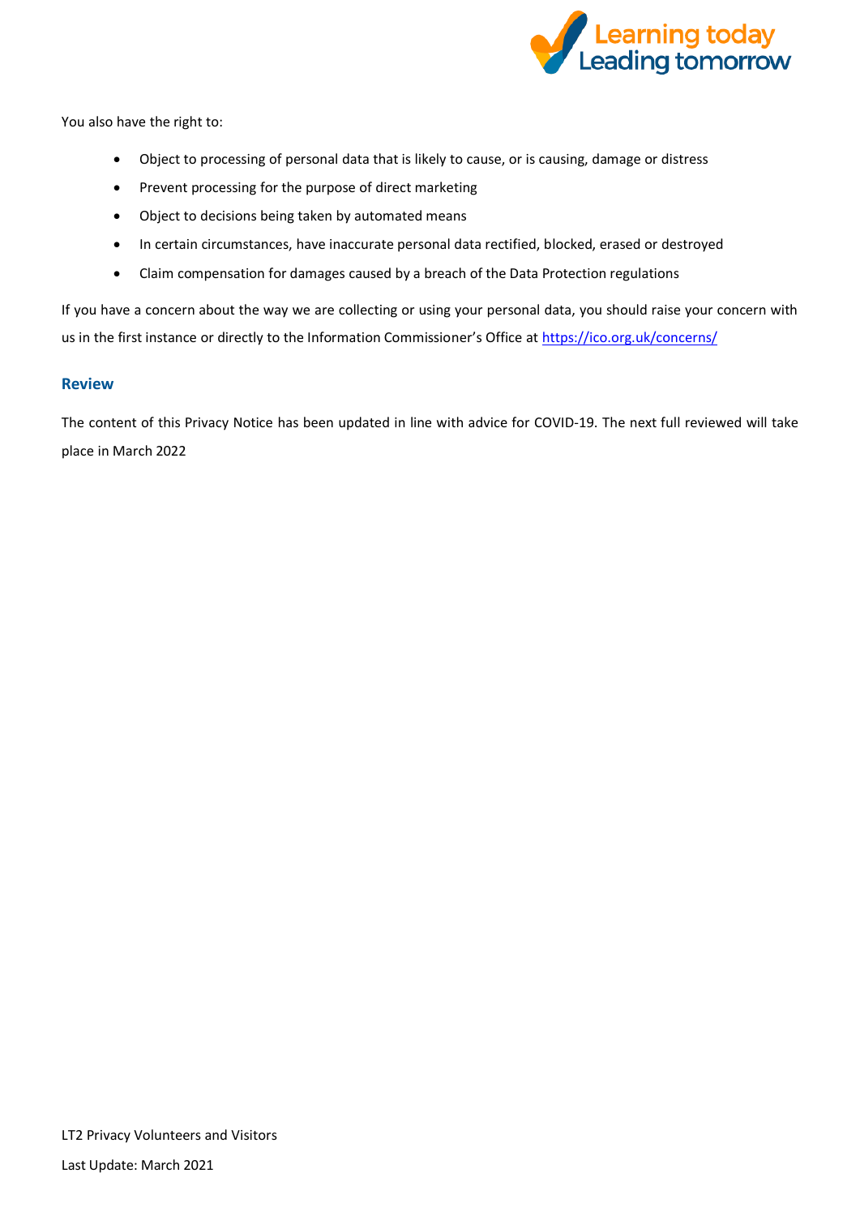You also have the right to:

- Object to processing of personal data that is likely to cause, or is causing, damage or distress
- Prevent processing for the purpose of direct marketing
- Object to decisions being taken by automated means
- In certain circumstances, have inaccurate personal data rectified, blocked, erased or destroyed
- Claim compensation for damages caused by a breach of the Data Protection regulations

If you have a concern about the way we are collecting or using your personal data, you should raise your concern with us in the first instance or directly to the Information Commissioner's Office at https://ico.org.uk/concerns/

## Review

The content of this Privacy Notice has been updated in line with advice for COVID-19. The next full reviewed will take place in March 2022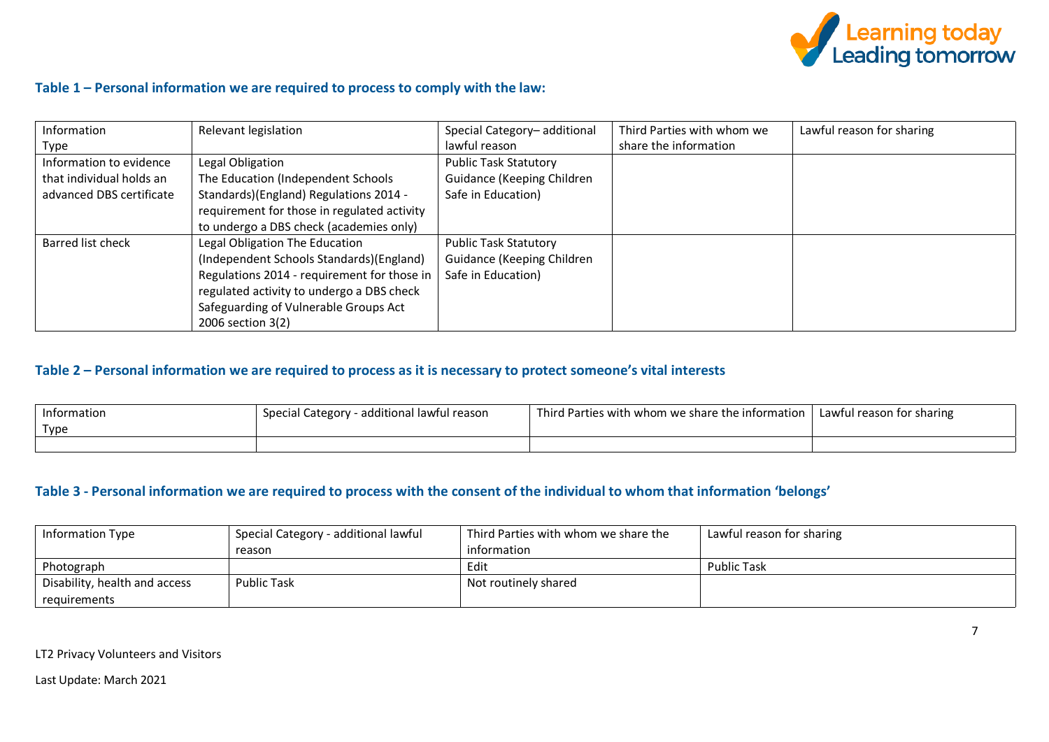### Table 1 – Personal information we are required to process to comply with the law:

| Information Type | Relevant legislation | Special Category– additional lawful reason | Third Parties with whom we share the information | Lawful reason for sharing |
|---|---|---|---|---|
| Information to evidence that individual holds an advanced DBS certificate | Legal Obligation The Education (Independent Schools Standards)(England) Regulations 2014 - requirement for those in regulated activity to undergo a DBS check (academies only) | Public Task Statutory Guidance (Keeping Children Safe in Education) | | |
| Barred list check | Legal Obligation The Education (Independent Schools Standards)(England) Regulations 2014 - requirement for those in regulated activity to undergo a DBS check Safeguarding of Vulnerable Groups Act 2006 section 3(2) | Public Task Statutory Guidance (Keeping Children Safe in Education) | | |

### Table 2 – Personal information we are required to process as it is necessary to protect someone's vital interests

| Information Type | Special Category - additional lawful reason | Third Parties with whom we share the information | Lawful reason for sharing |
|---|---|---|---|
| | | | |

### Table 3 - Personal information we are required to process with the consent of the individual to whom that information 'belongs'

| Information Type | Special Category - additional lawful reason | Third Parties with whom we share the information | Lawful reason for sharing |
|---|---|---|---|
| Photograph | | Edit | Public Task |
| Disability, health and access requirements | Public Task | Not routinely shared | |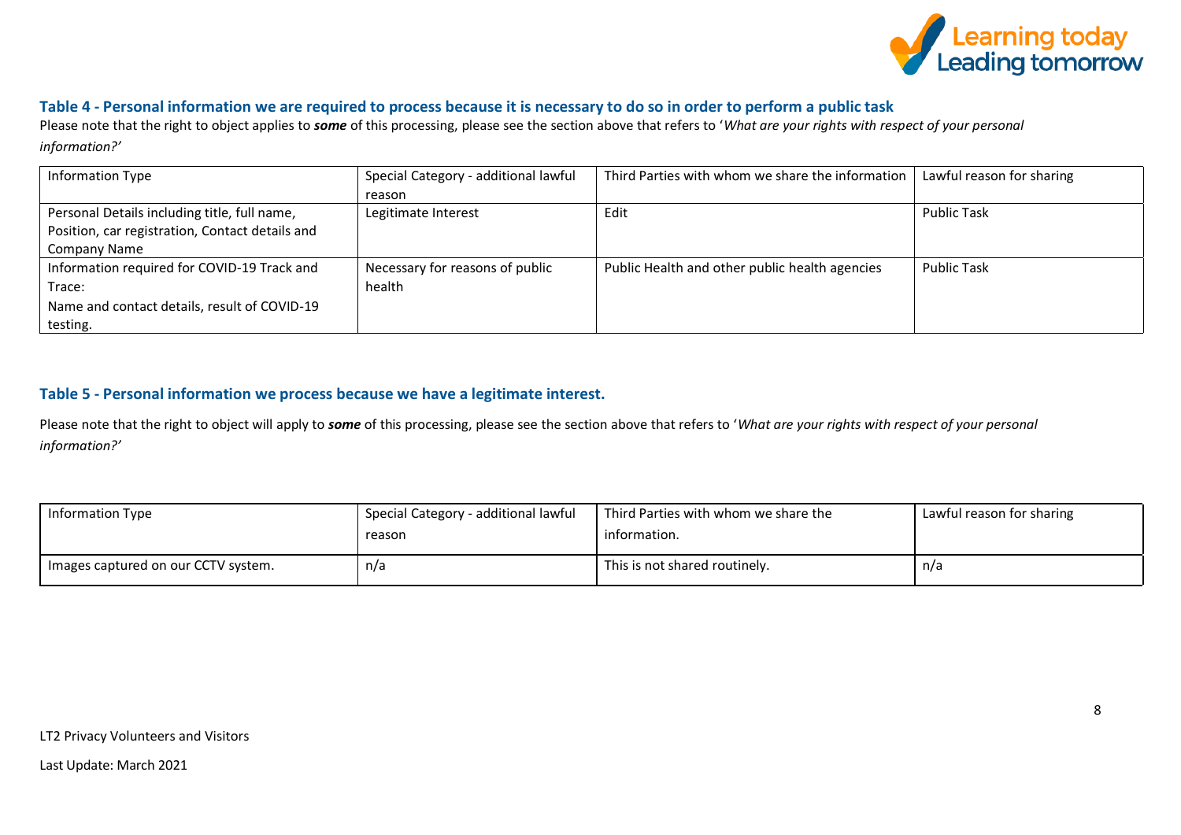### Table 4 - Personal information we are required to process because it is necessary to do so in order to perform a public task

Please note that the right to object applies to ***some*** of this processing, please see the section above that refers to '*What are your rights with respect of your personal information?*'

| Information Type | Special Category - additional lawful reason | Third Parties with whom we share the information | Lawful reason for sharing |
|---|---|---|---|
| Personal Details including title, full name, Position, car registration, Contact details and Company Name | Legitimate Interest | Edit | Public Task |
| Information required for COVID-19 Track and Trace: Name and contact details, result of COVID-19 testing. | Necessary for reasons of public health | Public Health and other public health agencies | Public Task |

### Table 5 - Personal information we process because we have a legitimate interest.

Please note that the right to object will apply to ***some*** of this processing, please see the section above that refers to '*What are your rights with respect of your personal information?*'

| Information Type | Special Category - additional lawful reason | Third Parties with whom we share the information. | Lawful reason for sharing |
|---|---|---|---|
| Images captured on our CCTV system. | n/a | This is not shared routinely. | n/a |

LT2 Privacy Volunteers and Visitors

Last Update: March 2021